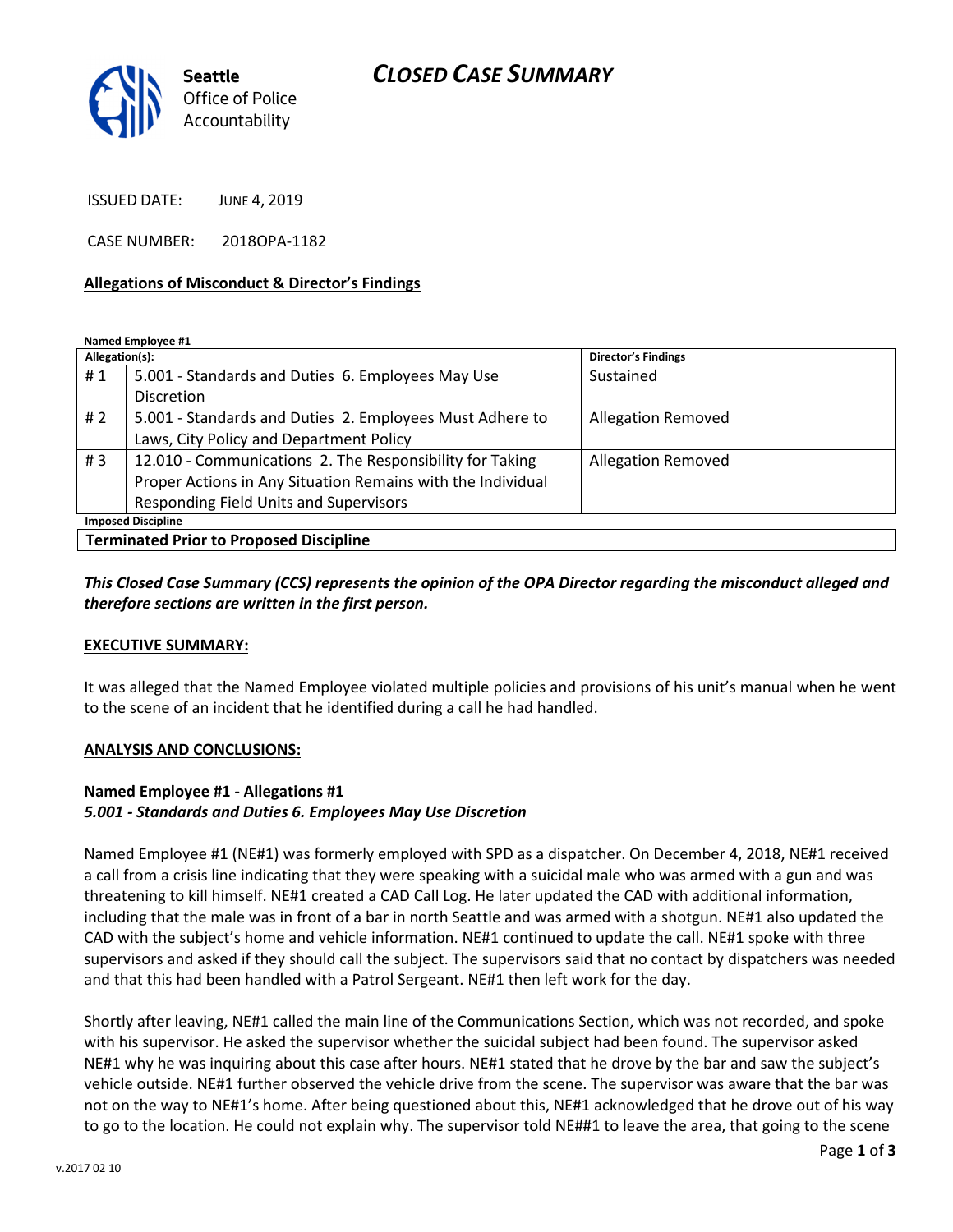**Seattle**
Office of Police
Accountability

# CLOSED CASE SUMMARY

ISSUED DATE: JUNE 4, 2019

CASE NUMBER: 2018OPA-1182

**Allegations of Misconduct & Director's Findings**

**Named Employee #1**

| Allegation(s): | | Director's Findings |
|---|---|---|
| # 1 | 5.001 - Standards and Duties 6. Employees May Use Discretion | Sustained |
| # 2 | 5.001 - Standards and Duties 2. Employees Must Adhere to Laws, City Policy and Department Policy | Allegation Removed |
| # 3 | 12.010 - Communications 2. The Responsibility for Taking Proper Actions in Any Situation Remains with the Individual Responding Field Units and Supervisors | Allegation Removed |
| **Imposed Discipline** | | |
| **Terminated Prior to Proposed Discipline** | | |

***This Closed Case Summary (CCS) represents the opinion of the OPA Director regarding the misconduct alleged and therefore sections are written in the first person.***

**EXECUTIVE SUMMARY:**

It was alleged that the Named Employee violated multiple policies and provisions of his unit's manual when he went to the scene of an incident that he identified during a call he had handled.

**ANALYSIS AND CONCLUSIONS:**

**Named Employee #1 - Allegations #1**
***5.001 - Standards and Duties 6. Employees May Use Discretion***

Named Employee #1 (NE#1) was formerly employed with SPD as a dispatcher. On December 4, 2018, NE#1 received a call from a crisis line indicating that they were speaking with a suicidal male who was armed with a gun and was threatening to kill himself. NE#1 created a CAD Call Log. He later updated the CAD with additional information, including that the male was in front of a bar in north Seattle and was armed with a shotgun. NE#1 also updated the CAD with the subject's home and vehicle information. NE#1 continued to update the call. NE#1 spoke with three supervisors and asked if they should call the subject. The supervisors said that no contact by dispatchers was needed and that this had been handled with a Patrol Sergeant. NE#1 then left work for the day.

Shortly after leaving, NE#1 called the main line of the Communications Section, which was not recorded, and spoke with his supervisor. He asked the supervisor whether the suicidal subject had been found. The supervisor asked NE#1 why he was inquiring about this case after hours. NE#1 stated that he drove by the bar and saw the subject's vehicle outside. NE#1 further observed the vehicle drive from the scene. The supervisor was aware that the bar was not on the way to NE#1's home. After being questioned about this, NE#1 acknowledged that he drove out of his way to go to the location. He could not explain why. The supervisor told NE##1 to leave the area, that going to the scene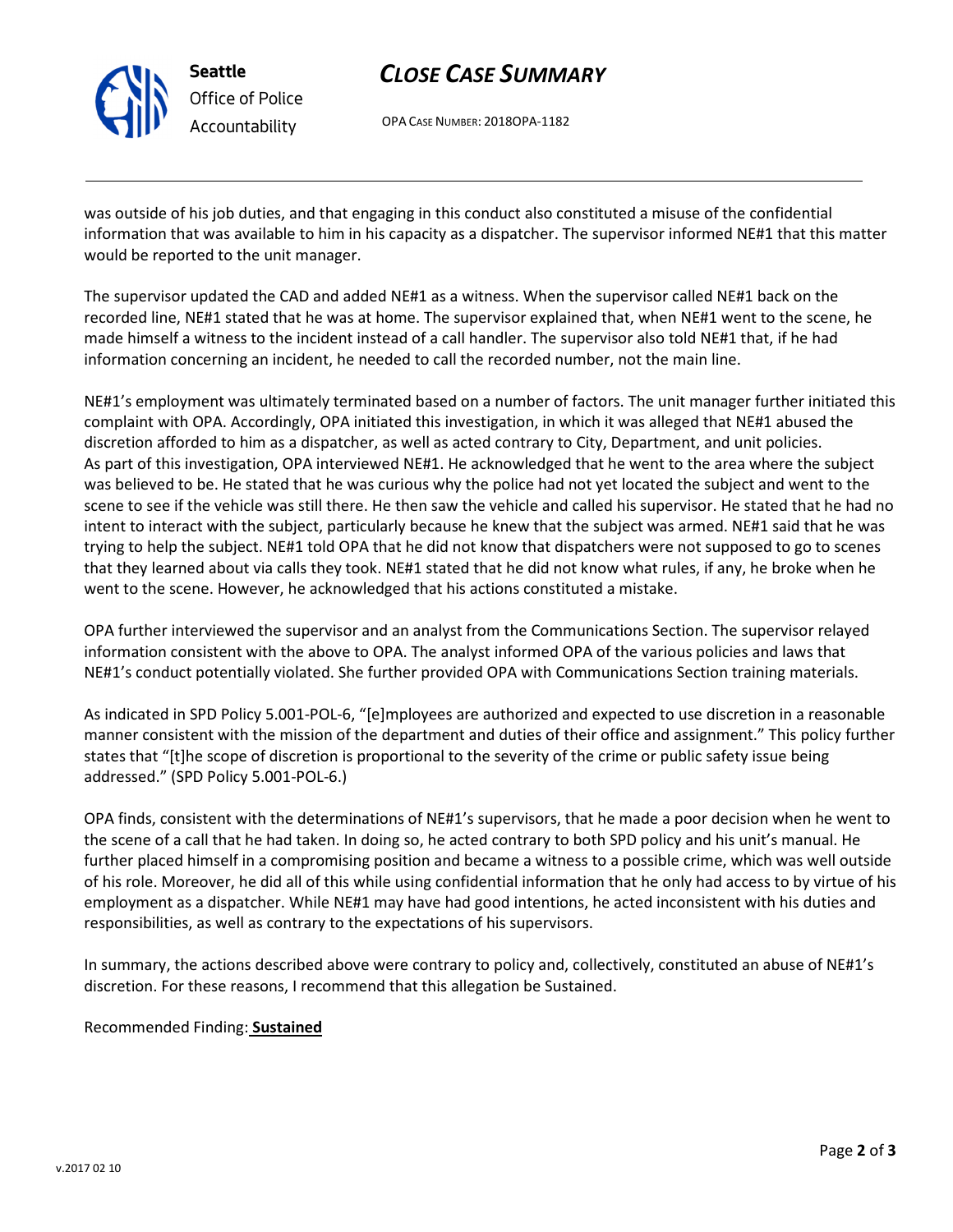was outside of his job duties, and that engaging in this conduct also constituted a misuse of the confidential information that was available to him in his capacity as a dispatcher. The supervisor informed NE#1 that this matter would be reported to the unit manager.

The supervisor updated the CAD and added NE#1 as a witness. When the supervisor called NE#1 back on the recorded line, NE#1 stated that he was at home. The supervisor explained that, when NE#1 went to the scene, he made himself a witness to the incident instead of a call handler. The supervisor also told NE#1 that, if he had information concerning an incident, he needed to call the recorded number, not the main line.

NE#1's employment was ultimately terminated based on a number of factors. The unit manager further initiated this complaint with OPA. Accordingly, OPA initiated this investigation, in which it was alleged that NE#1 abused the discretion afforded to him as a dispatcher, as well as acted contrary to City, Department, and unit policies. As part of this investigation, OPA interviewed NE#1. He acknowledged that he went to the area where the subject was believed to be. He stated that he was curious why the police had not yet located the subject and went to the scene to see if the vehicle was still there. He then saw the vehicle and called his supervisor. He stated that he had no intent to interact with the subject, particularly because he knew that the subject was armed. NE#1 said that he was trying to help the subject. NE#1 told OPA that he did not know that dispatchers were not supposed to go to scenes that they learned about via calls they took. NE#1 stated that he did not know what rules, if any, he broke when he went to the scene. However, he acknowledged that his actions constituted a mistake.

OPA further interviewed the supervisor and an analyst from the Communications Section. The supervisor relayed information consistent with the above to OPA. The analyst informed OPA of the various policies and laws that NE#1's conduct potentially violated. She further provided OPA with Communications Section training materials.

As indicated in SPD Policy 5.001-POL-6, "[e]mployees are authorized and expected to use discretion in a reasonable manner consistent with the mission of the department and duties of their office and assignment." This policy further states that "[t]he scope of discretion is proportional to the severity of the crime or public safety issue being addressed." (SPD Policy 5.001-POL-6.)

OPA finds, consistent with the determinations of NE#1's supervisors, that he made a poor decision when he went to the scene of a call that he had taken. In doing so, he acted contrary to both SPD policy and his unit's manual. He further placed himself in a compromising position and became a witness to a possible crime, which was well outside of his role. Moreover, he did all of this while using confidential information that he only had access to by virtue of his employment as a dispatcher. While NE#1 may have had good intentions, he acted inconsistent with his duties and responsibilities, as well as contrary to the expectations of his supervisors.

In summary, the actions described above were contrary to policy and, collectively, constituted an abuse of NE#1's discretion. For these reasons, I recommend that this allegation be Sustained.

Recommended Finding: **Sustained**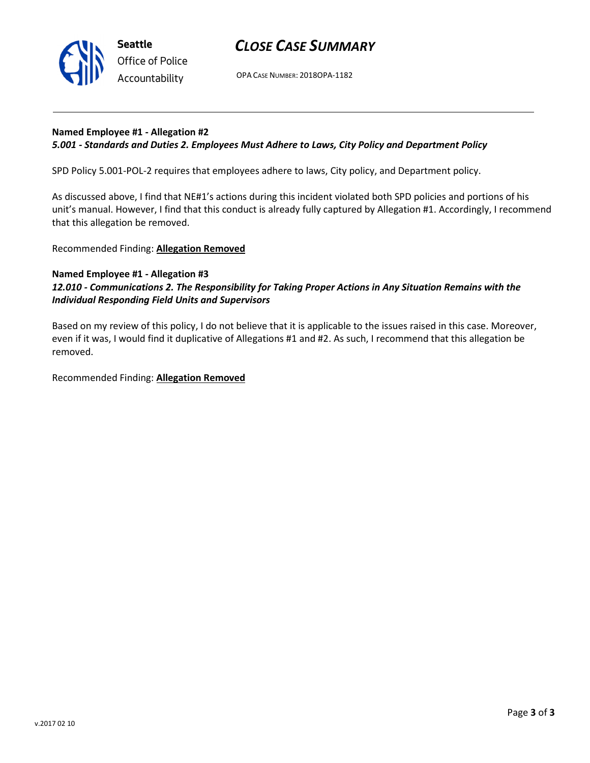**Named Employee #1 - Allegation #2**
***5.001 - Standards and Duties 2. Employees Must Adhere to Laws, City Policy and Department Policy***

SPD Policy 5.001-POL-2 requires that employees adhere to laws, City policy, and Department policy.

As discussed above, I find that NE#1's actions during this incident violated both SPD policies and portions of his unit's manual. However, I find that this conduct is already fully captured by Allegation #1. Accordingly, I recommend that this allegation be removed.

Recommended Finding: **Allegation Removed**

**Named Employee #1 - Allegation #3**
***12.010 - Communications 2. The Responsibility for Taking Proper Actions in Any Situation Remains with the Individual Responding Field Units and Supervisors***

Based on my review of this policy, I do not believe that it is applicable to the issues raised in this case. Moreover, even if it was, I would find it duplicative of Allegations #1 and #2. As such, I recommend that this allegation be removed.

Recommended Finding: **Allegation Removed**